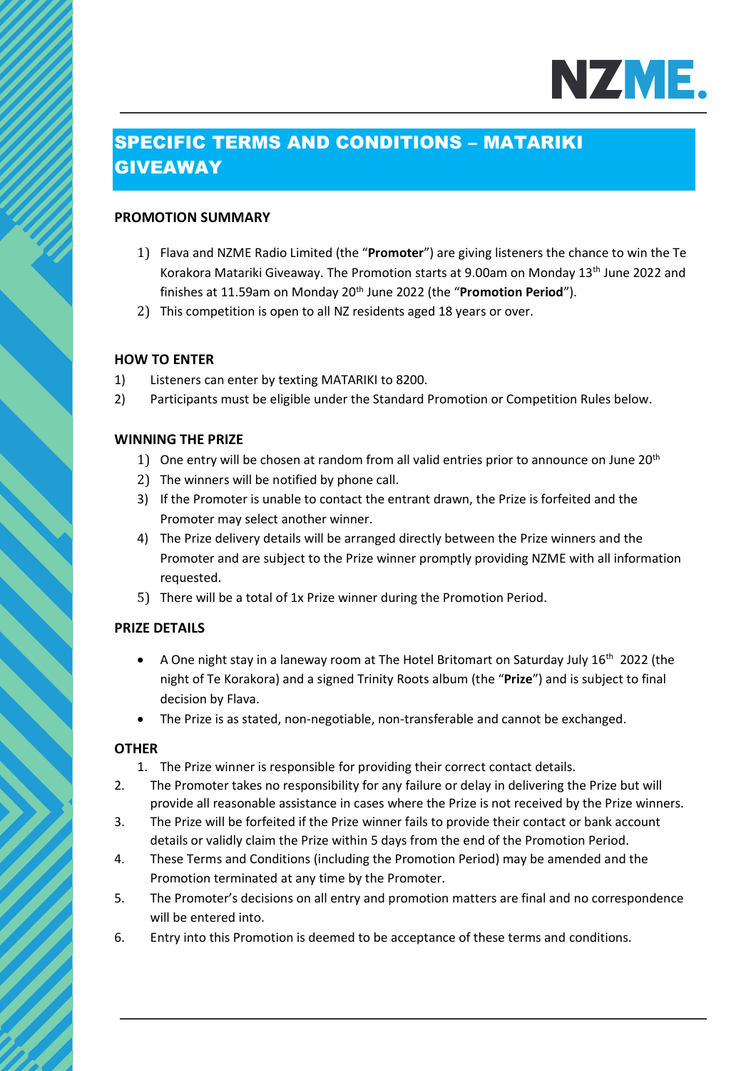NZME.

# SPECIFIC TERMS AND CONDITIONS – MATARIKI GIVEAWAY

## PROMOTION SUMMARY

1) Flava and NZME Radio Limited (the "**Promoter**") are giving listeners the chance to win the Te Korakora Matariki Giveaway. The Promotion starts at 9.00am on Monday 13th June 2022 and finishes at 11.59am on Monday 20th June 2022 (the "**Promotion Period**").
2) This competition is open to all NZ residents aged 18 years or over.

## HOW TO ENTER

1) Listeners can enter by texting MATARIKI to 8200.
2) Participants must be eligible under the Standard Promotion or Competition Rules below.

## WINNING THE PRIZE

1) One entry will be chosen at random from all valid entries prior to announce on June 20th
2) The winners will be notified by phone call.
3) If the Promoter is unable to contact the entrant drawn, the Prize is forfeited and the Promoter may select another winner.
4) The Prize delivery details will be arranged directly between the Prize winners and the Promoter and are subject to the Prize winner promptly providing NZME with all information requested.
5) There will be a total of 1x Prize winner during the Promotion Period.

## PRIZE DETAILS

- A One night stay in a laneway room at The Hotel Britomart on Saturday July 16th 2022 (the night of Te Korakora) and a signed Trinity Roots album (the "**Prize**") and is subject to final decision by Flava.
- The Prize is as stated, non-negotiable, non-transferable and cannot be exchanged.

## OTHER

1. The Prize winner is responsible for providing their correct contact details.
2. The Promoter takes no responsibility for any failure or delay in delivering the Prize but will provide all reasonable assistance in cases where the Prize is not received by the Prize winners.
3. The Prize will be forfeited if the Prize winner fails to provide their contact or bank account details or validly claim the Prize within 5 days from the end of the Promotion Period.
4. These Terms and Conditions (including the Promotion Period) may be amended and the Promotion terminated at any time by the Promoter.
5. The Promoter's decisions on all entry and promotion matters are final and no correspondence will be entered into.
6. Entry into this Promotion is deemed to be acceptance of these terms and conditions.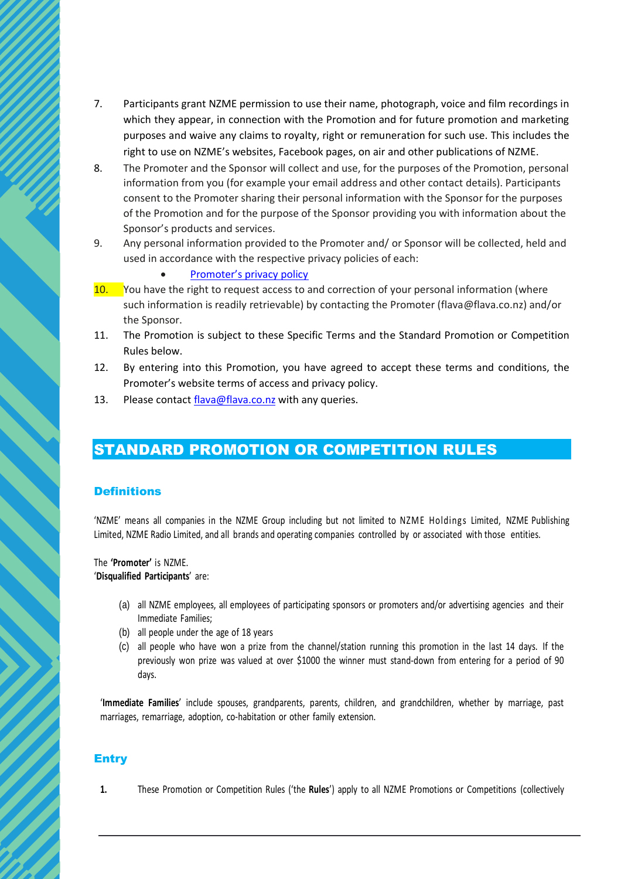7. Participants grant NZME permission to use their name, photograph, voice and film recordings in which they appear, in connection with the Promotion and for future promotion and marketing purposes and waive any claims to royalty, right or remuneration for such use. This includes the right to use on NZME's websites, Facebook pages, on air and other publications of NZME.
8. The Promoter and the Sponsor will collect and use, for the purposes of the Promotion, personal information from you (for example your email address and other contact details). Participants consent to the Promoter sharing their personal information with the Sponsor for the purposes of the Promotion and for the purpose of the Sponsor providing you with information about the Sponsor's products and services.
9. Any personal information provided to the Promoter and/ or Sponsor will be collected, held and used in accordance with the respective privacy policies of each:
   - Promoter's privacy policy
10. You have the right to request access to and correction of your personal information (where such information is readily retrievable) by contacting the Promoter (flava@flava.co.nz) and/or the Sponsor.
11. The Promotion is subject to these Specific Terms and the Standard Promotion or Competition Rules below.
12. By entering into this Promotion, you have agreed to accept these terms and conditions, the Promoter's website terms of access and privacy policy.
13. Please contact flava@flava.co.nz with any queries.

## STANDARD PROMOTION OR COMPETITION RULES

### Definitions

'NZME' means all companies in the NZME Group including but not limited to NZME Holdings Limited, NZME Publishing Limited, NZME Radio Limited, and all brands and operating companies controlled by or associated with those entities.

The **'Promoter'** is NZME.
'**Disqualified Participants**' are:

(a) all NZME employees, all employees of participating sponsors or promoters and/or advertising agencies and their Immediate Families;
(b) all people under the age of 18 years
(c) all people who have won a prize from the channel/station running this promotion in the last 14 days. If the previously won prize was valued at over $1000 the winner must stand-down from entering for a period of 90 days.

'**Immediate Families**' include spouses, grandparents, parents, children, and grandchildren, whether by marriage, past marriages, remarriage, adoption, co-habitation or other family extension.

### Entry

**1.** These Promotion or Competition Rules ('the **Rules**') apply to all NZME Promotions or Competitions (collectively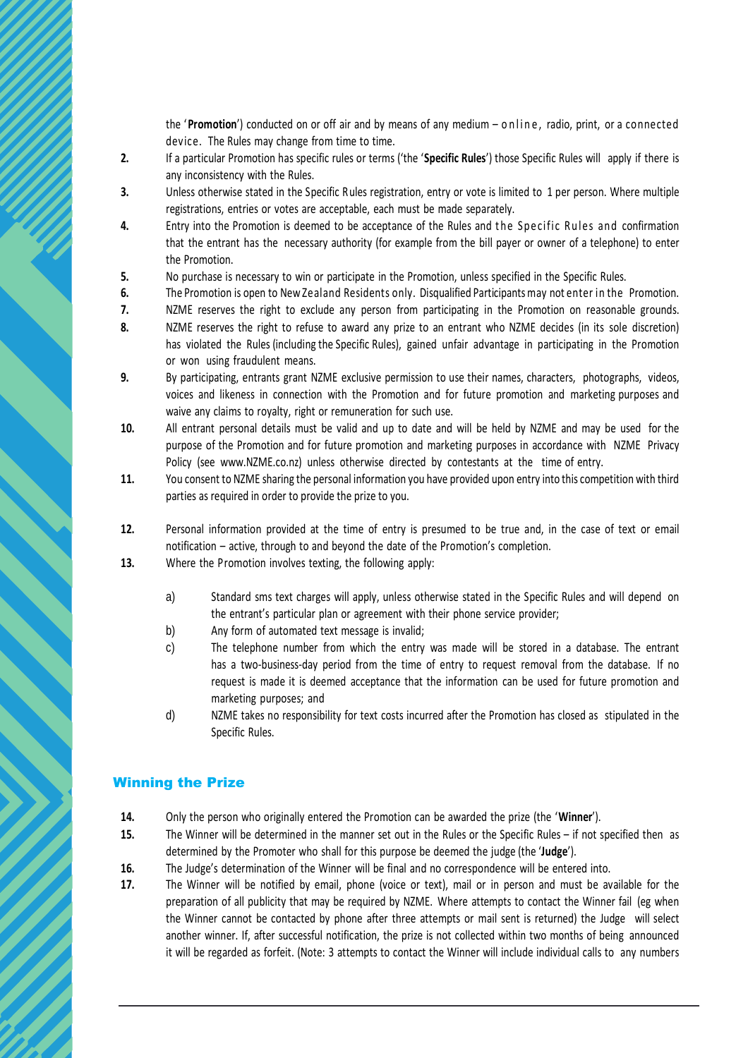the '**Promotion**') conducted on or off air and by means of any medium – online, radio, print, or a connected device. The Rules may change from time to time.

2. If a particular Promotion has specific rules or terms ('the '**Specific Rules**') those Specific Rules will apply if there is any inconsistency with the Rules.
3. Unless otherwise stated in the Specific Rules registration, entry or vote is limited to 1 per person. Where multiple registrations, entries or votes are acceptable, each must be made separately.
4. Entry into the Promotion is deemed to be acceptance of the Rules and the Specific Rules and confirmation that the entrant has the necessary authority (for example from the bill payer or owner of a telephone) to enter the Promotion.
5. No purchase is necessary to win or participate in the Promotion, unless specified in the Specific Rules.
6. The Promotion is open to New Zealand Residents only. Disqualified Participants may not enter in the Promotion.
7. NZME reserves the right to exclude any person from participating in the Promotion on reasonable grounds.
8. NZME reserves the right to refuse to award any prize to an entrant who NZME decides (in its sole discretion) has violated the Rules (including the Specific Rules), gained unfair advantage in participating in the Promotion or won using fraudulent means.
9. By participating, entrants grant NZME exclusive permission to use their names, characters, photographs, videos, voices and likeness in connection with the Promotion and for future promotion and marketing purposes and waive any claims to royalty, right or remuneration for such use.
10. All entrant personal details must be valid and up to date and will be held by NZME and may be used for the purpose of the Promotion and for future promotion and marketing purposes in accordance with NZME Privacy Policy (see www.NZME.co.nz) unless otherwise directed by contestants at the time of entry.
11. You consent to NZME sharing the personal information you have provided upon entry into this competition with third parties as required in order to provide the prize to you.
12. Personal information provided at the time of entry is presumed to be true and, in the case of text or email notification – active, through to and beyond the date of the Promotion's completion.
13. Where the Promotion involves texting, the following apply:
    a) Standard sms text charges will apply, unless otherwise stated in the Specific Rules and will depend on the entrant's particular plan or agreement with their phone service provider;
    b) Any form of automated text message is invalid;
    c) The telephone number from which the entry was made will be stored in a database. The entrant has a two-business-day period from the time of entry to request removal from the database. If no request is made it is deemed acceptance that the information can be used for future promotion and marketing purposes; and
    d) NZME takes no responsibility for text costs incurred after the Promotion has closed as stipulated in the Specific Rules.

## Winning the Prize

14. Only the person who originally entered the Promotion can be awarded the prize (the '**Winner**').
15. The Winner will be determined in the manner set out in the Rules or the Specific Rules – if not specified then as determined by the Promoter who shall for this purpose be deemed the judge (the '**Judge**').
16. The Judge's determination of the Winner will be final and no correspondence will be entered into.
17. The Winner will be notified by email, phone (voice or text), mail or in person and must be available for the preparation of all publicity that may be required by NZME. Where attempts to contact the Winner fail (eg when the Winner cannot be contacted by phone after three attempts or mail sent is returned) the Judge will select another winner. If, after successful notification, the prize is not collected within two months of being announced it will be regarded as forfeit. (Note: 3 attempts to contact the Winner will include individual calls to any numbers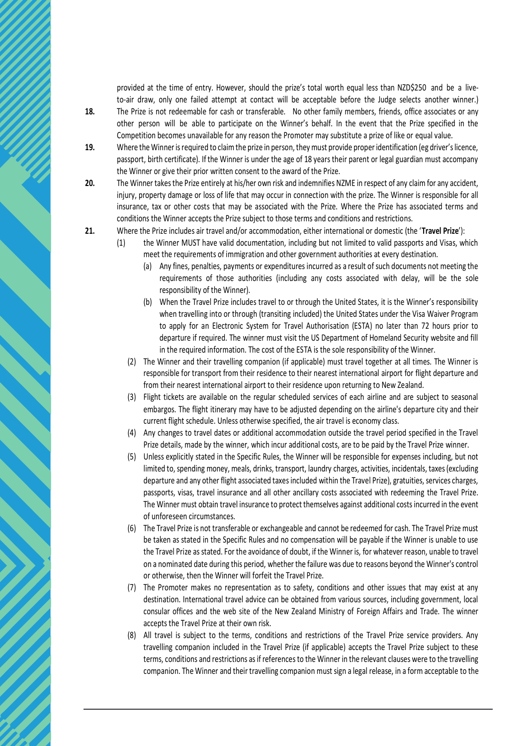provided at the time of entry. However, should the prize's total worth equal less than NZD$250 and be a live-to-air draw, only one failed attempt at contact will be acceptable before the Judge selects another winner.)

**18.** The Prize is not redeemable for cash or transferable. No other family members, friends, office associates or any other person will be able to participate on the Winner's behalf. In the event that the Prize specified in the Competition becomes unavailable for any reason the Promoter may substitute a prize of like or equal value.

**19.** Where the Winner is required to claim the prize in person, they must provide proper identification (eg driver's licence, passport, birth certificate). If the Winner is under the age of 18 years their parent or legal guardian must accompany the Winner or give their prior written consent to the award of the Prize.

**20.** The Winner takes the Prize entirely at his/her own risk and indemnifies NZME in respect of any claim for any accident, injury, property damage or loss of life that may occur in connection with the prize. The Winner is responsible for all insurance, tax or other costs that may be associated with the Prize. Where the Prize has associated terms and conditions the Winner accepts the Prize subject to those terms and conditions and restrictions.

**21.** Where the Prize includes air travel and/or accommodation, either international or domestic (the '**Travel Prize**'):

(1) the Winner MUST have valid documentation, including but not limited to valid passports and Visas, which meet the requirements of immigration and other government authorities at every destination.

(a) Any fines, penalties, payments or expenditures incurred as a result of such documents not meeting the requirements of those authorities (including any costs associated with delay, will be the sole responsibility of the Winner).

(b) When the Travel Prize includes travel to or through the United States, it is the Winner's responsibility when travelling into or through (transiting included) the United States under the Visa Waiver Program to apply for an Electronic System for Travel Authorisation (ESTA) no later than 72 hours prior to departure if required. The winner must visit the US Department of Homeland Security website and fill in the required information. The cost of the ESTA is the sole responsibility of the Winner.

(2) The Winner and their travelling companion (if applicable) must travel together at all times. The Winner is responsible for transport from their residence to their nearest international airport for flight departure and from their nearest international airport to their residence upon returning to New Zealand.

(3) Flight tickets are available on the regular scheduled services of each airline and are subject to seasonal embargos. The flight itinerary may have to be adjusted depending on the airline's departure city and their current flight schedule. Unless otherwise specified, the air travel is economy class.

(4) Any changes to travel dates or additional accommodation outside the travel period specified in the Travel Prize details, made by the winner, which incur additional costs, are to be paid by the Travel Prize winner.

(5) Unless explicitly stated in the Specific Rules, the Winner will be responsible for expenses including, but not limited to, spending money, meals, drinks, transport, laundry charges, activities, incidentals, taxes (excluding departure and any other flight associated taxes included within the Travel Prize), gratuities, services charges, passports, visas, travel insurance and all other ancillary costs associated with redeeming the Travel Prize. The Winner must obtain travel insurance to protect themselves against additional costs incurred in the event of unforeseen circumstances.

(6) The Travel Prize is not transferable or exchangeable and cannot be redeemed for cash. The Travel Prize must be taken as stated in the Specific Rules and no compensation will be payable if the Winner is unable to use the Travel Prize as stated. For the avoidance of doubt, if the Winner is, for whatever reason, unable to travel on a nominated date during this period, whether the failure was due to reasons beyond the Winner's control or otherwise, then the Winner will forfeit the Travel Prize.

(7) The Promoter makes no representation as to safety, conditions and other issues that may exist at any destination. International travel advice can be obtained from various sources, including government, local consular offices and the web site of the New Zealand Ministry of Foreign Affairs and Trade. The winner accepts the Travel Prize at their own risk.

(8) All travel is subject to the terms, conditions and restrictions of the Travel Prize service providers. Any travelling companion included in the Travel Prize (if applicable) accepts the Travel Prize subject to these terms, conditions and restrictions as if references to the Winner in the relevant clauses were to the travelling companion. The Winner and their travelling companion must sign a legal release, in a form acceptable to the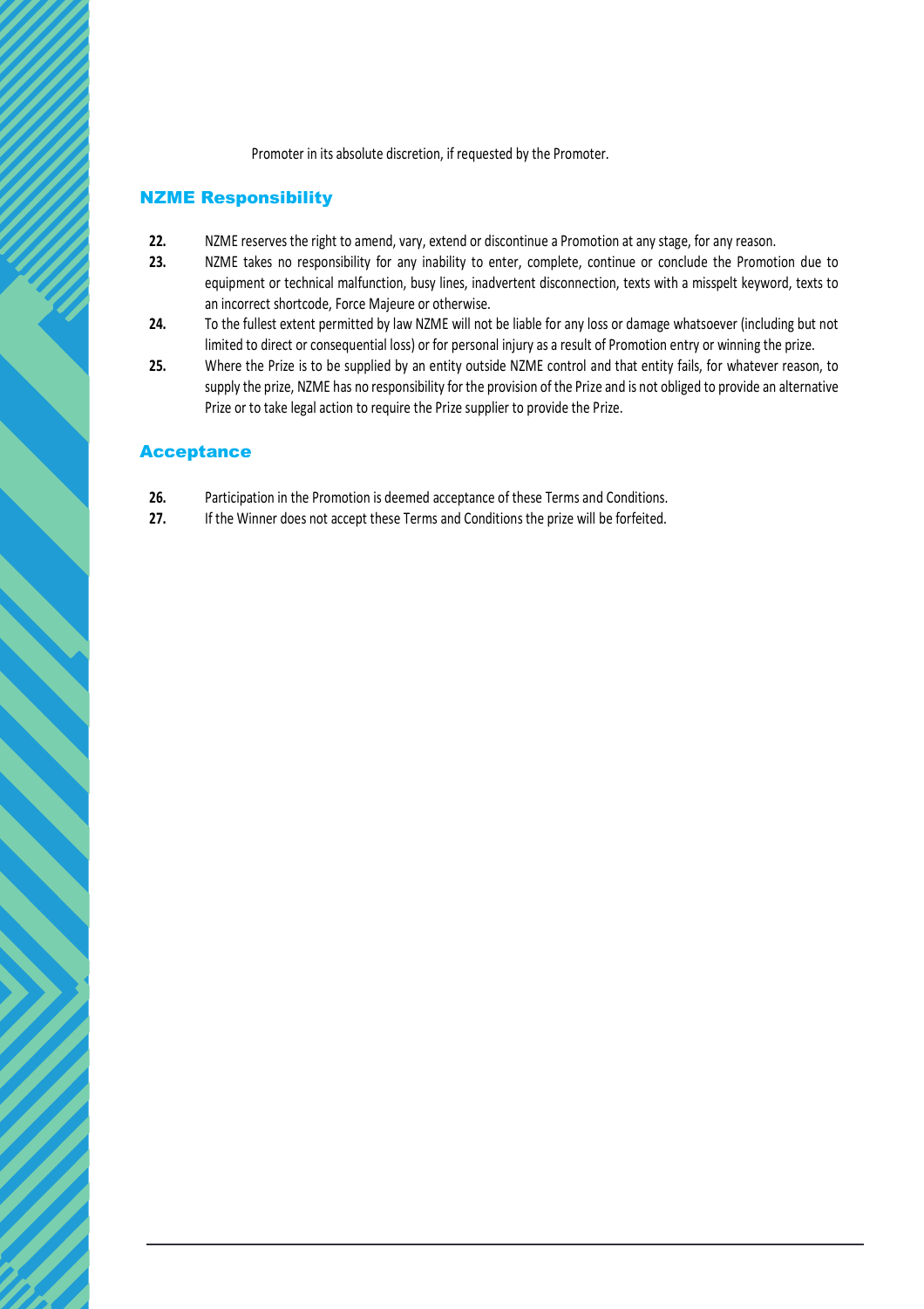Promoter in its absolute discretion, if requested by the Promoter.

## NZME Responsibility

**22.** NZME reserves the right to amend, vary, extend or discontinue a Promotion at any stage, for any reason.

**23.** NZME takes no responsibility for any inability to enter, complete, continue or conclude the Promotion due to equipment or technical malfunction, busy lines, inadvertent disconnection, texts with a misspelt keyword, texts to an incorrect shortcode, Force Majeure or otherwise.

**24.** To the fullest extent permitted by law NZME will not be liable for any loss or damage whatsoever (including but not limited to direct or consequential loss) or for personal injury as a result of Promotion entry or winning the prize.

**25.** Where the Prize is to be supplied by an entity outside NZME control and that entity fails, for whatever reason, to supply the prize, NZME has no responsibility for the provision of the Prize and is not obliged to provide an alternative Prize or to take legal action to require the Prize supplier to provide the Prize.

## Acceptance

**26.** Participation in the Promotion is deemed acceptance of these Terms and Conditions.

**27.** If the Winner does not accept these Terms and Conditions the prize will be forfeited.